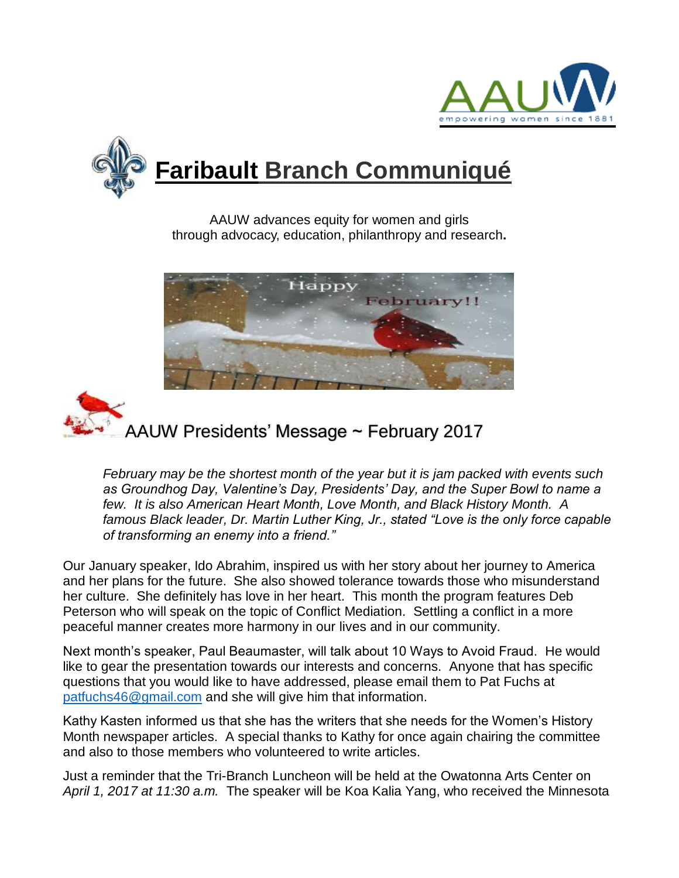# Faribault Branch Communiqué

AAUW advances equity for women and girls
through advocacy, education, philanthropy and research.

## AAUW Presidents' Message ~ February 2017

*February may be the shortest month of the year but it is jam packed with events such as Groundhog Day, Valentine's Day, Presidents' Day, and the Super Bowl to name a few. It is also American Heart Month, Love Month, and Black History Month. A famous Black leader, Dr. Martin Luther King, Jr., stated "Love is the only force capable of transforming an enemy into a friend."*

Our January speaker, Ido Abrahim, inspired us with her story about her journey to America and her plans for the future. She also showed tolerance towards those who misunderstand her culture. She definitely has love in her heart. This month the program features Deb Peterson who will speak on the topic of Conflict Mediation. Settling a conflict in a more peaceful manner creates more harmony in our lives and in our community.

Next month's speaker, Paul Beaumaster, will talk about 10 Ways to Avoid Fraud. He would like to gear the presentation towards our interests and concerns. Anyone that has specific questions that you would like to have addressed, please email them to Pat Fuchs at patfuchs46@gmail.com and she will give him that information.

Kathy Kasten informed us that she has the writers that she needs for the Women's History Month newspaper articles. A special thanks to Kathy for once again chairing the committee and also to those members who volunteered to write articles.

Just a reminder that the Tri-Branch Luncheon will be held at the Owatonna Arts Center on *April 1, 2017 at 11:30 a.m.* The speaker will be Koa Kalia Yang, who received the Minnesota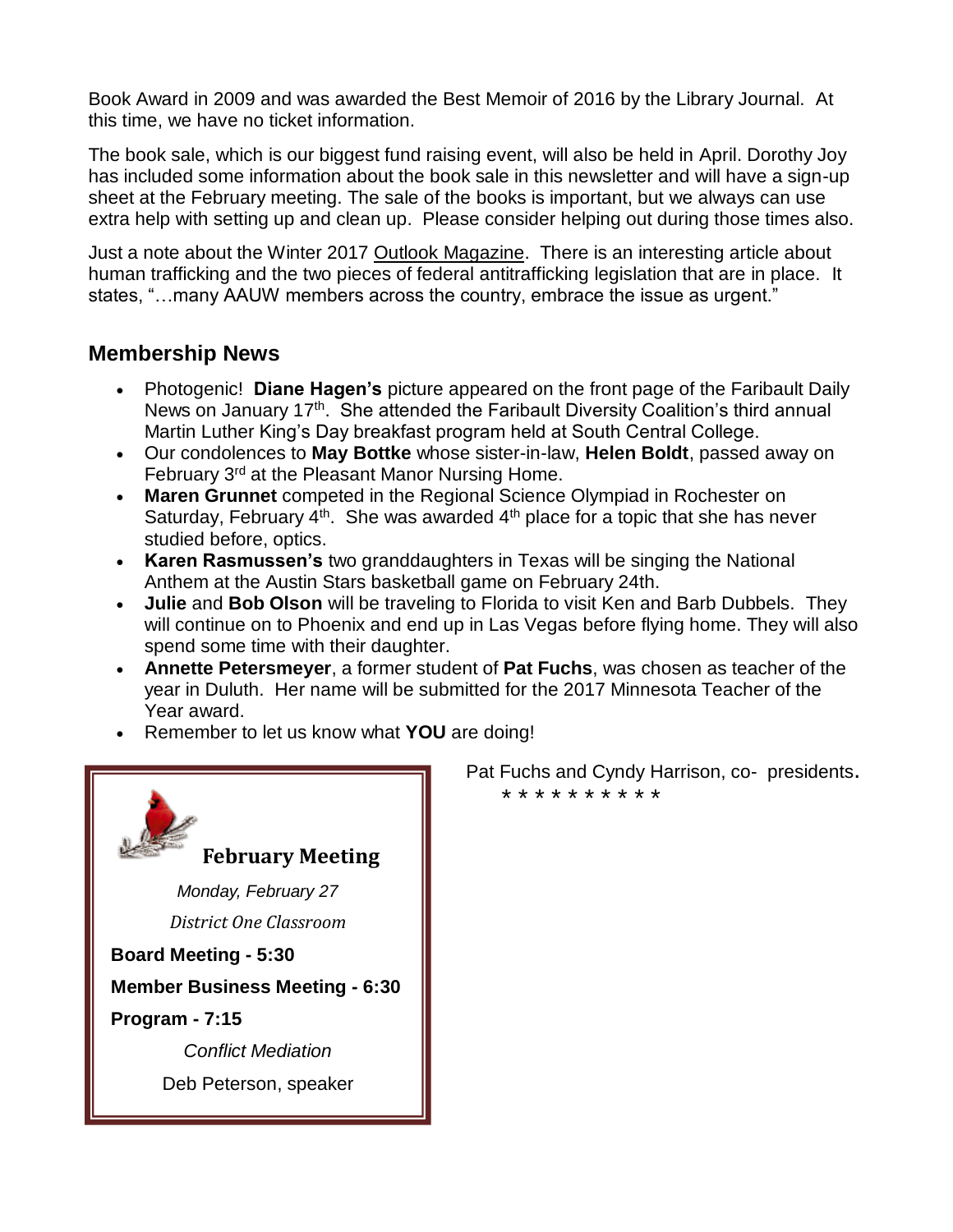Book Award in 2009 and was awarded the Best Memoir of 2016 by the Library Journal. At this time, we have no ticket information.

The book sale, which is our biggest fund raising event, will also be held in April. Dorothy Joy has included some information about the book sale in this newsletter and will have a sign-up sheet at the February meeting. The sale of the books is important, but we always can use extra help with setting up and clean up. Please consider helping out during those times also.

Just a note about the Winter 2017 Outlook Magazine. There is an interesting article about human trafficking and the two pieces of federal antitrafficking legislation that are in place. It states, "…many AAUW members across the country, embrace the issue as urgent."

## Membership News

- Photogenic! **Diane Hagen's** picture appeared on the front page of the Faribault Daily News on January 17th. She attended the Faribault Diversity Coalition's third annual Martin Luther King's Day breakfast program held at South Central College.
- Our condolences to **May Bottke** whose sister-in-law, **Helen Boldt**, passed away on February 3rd at the Pleasant Manor Nursing Home.
- **Maren Grunnet** competed in the Regional Science Olympiad in Rochester on Saturday, February 4th. She was awarded 4th place for a topic that she has never studied before, optics.
- **Karen Rasmussen's** two granddaughters in Texas will be singing the National Anthem at the Austin Stars basketball game on February 24th.
- **Julie** and **Bob Olson** will be traveling to Florida to visit Ken and Barb Dubbels. They will continue on to Phoenix and end up in Las Vegas before flying home. They will also spend some time with their daughter.
- **Annette Petersmeyer**, a former student of **Pat Fuchs**, was chosen as teacher of the year in Duluth. Her name will be submitted for the 2017 Minnesota Teacher of the Year award.
- Remember to let us know what **YOU** are doing!

Pat Fuchs and Cyndy Harrison, co- presidents.

* * * * * * * * * *

**February Meeting**

*Monday, February 27*

*District One Classroom*

**Board Meeting - 5:30**

**Member Business Meeting - 6:30**

**Program - 7:15**

*Conflict Mediation*

Deb Peterson, speaker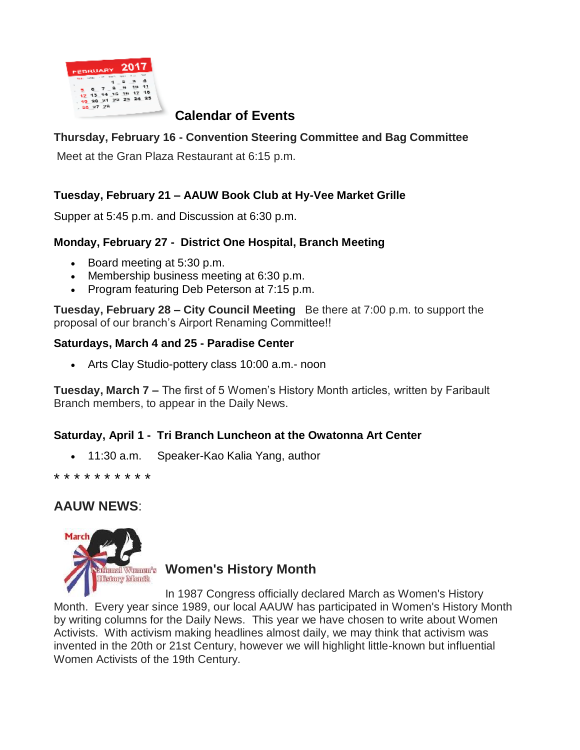## Calendar of Events

**Thursday, February 16 - Convention Steering Committee and Bag Committee**

Meet at the Gran Plaza Restaurant at 6:15 p.m.

**Tuesday, February 21 – AAUW Book Club at Hy-Vee Market Grille**

Supper at 5:45 p.m. and Discussion at 6:30 p.m.

**Monday, February 27 - District One Hospital, Branch Meeting**

- Board meeting at 5:30 p.m.
- Membership business meeting at 6:30 p.m.
- Program featuring Deb Peterson at 7:15 p.m.

**Tuesday, February 28 – City Council Meeting** Be there at 7:00 p.m. to support the proposal of our branch's Airport Renaming Committee!!

**Saturdays, March 4 and 25 - Paradise Center**

- Arts Clay Studio-pottery class 10:00 a.m.- noon

**Tuesday, March 7 –** The first of 5 Women's History Month articles, written by Faribault Branch members, to appear in the Daily News.

**Saturday, April 1 - Tri Branch Luncheon at the Owatonna Art Center**

- 11:30 a.m. Speaker-Kao Kalia Yang, author

* * * * * * * * * *

## AAUW NEWS:

### Women's History Month

In 1987 Congress officially declared March as Women's History Month. Every year since 1989, our local AAUW has participated in Women's History Month by writing columns for the Daily News. This year we have chosen to write about Women Activists. With activism making headlines almost daily, we may think that activism was invented in the 20th or 21st Century, however we will highlight little-known but influential Women Activists of the 19th Century.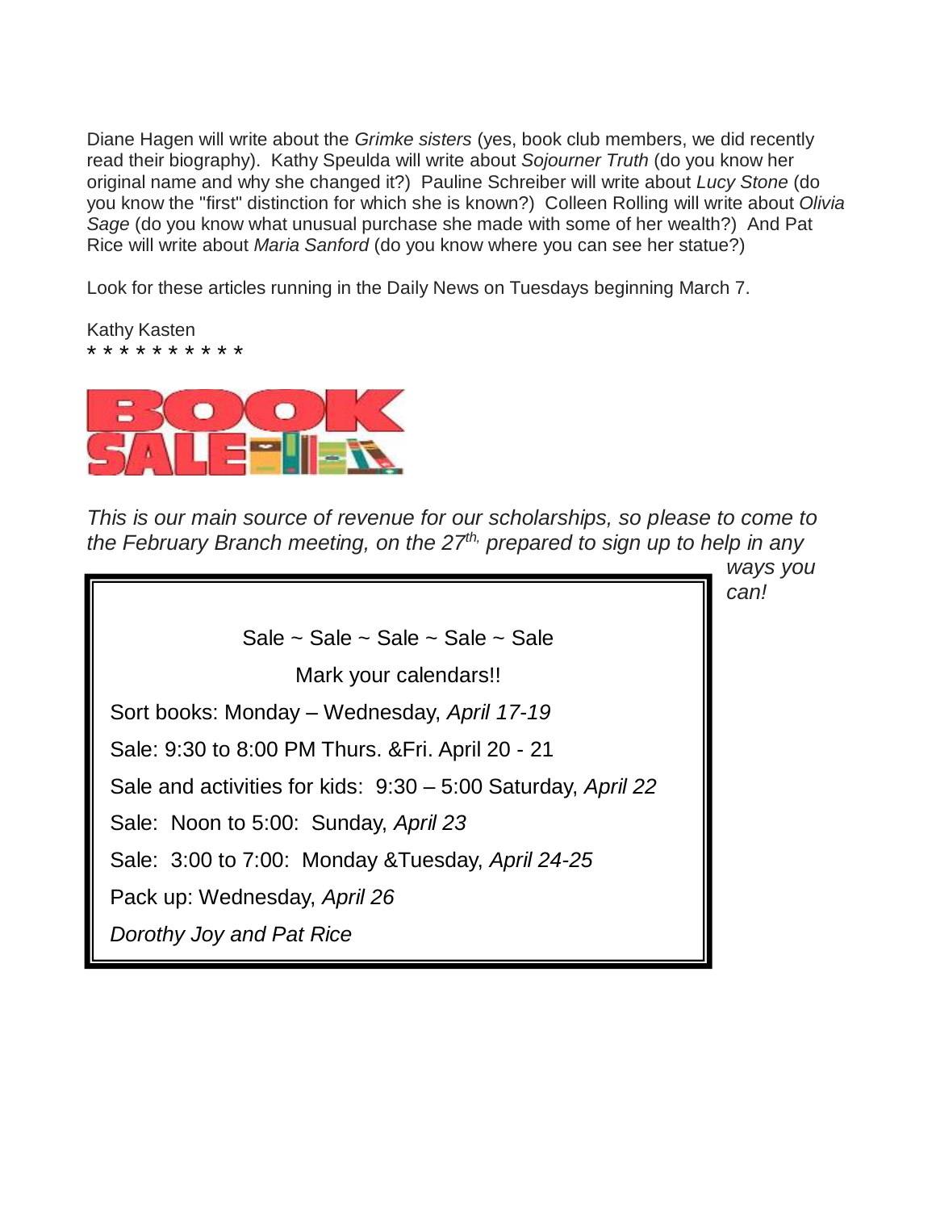Diane Hagen will write about the *Grimke sisters* (yes, book club members, we did recently read their biography). Kathy Speulda will write about *Sojourner Truth* (do you know her original name and why she changed it?) Pauline Schreiber will write about *Lucy Stone* (do you know the "first" distinction for which she is known?) Colleen Rolling will write about *Olivia Sage* (do you know what unusual purchase she made with some of her wealth?) And Pat Rice will write about *Maria Sanford* (do you know where you can see her statue?)

Look for these articles running in the Daily News on Tuesdays beginning March 7.

Kathy Kasten
* * * * * * * * * *

BOOK SALE

*This is our main source of revenue for our scholarships, so please to come to the February Branch meeting, on the 27th, prepared to sign up to help in any ways you can!*

Sale ~ Sale ~ Sale ~ Sale ~ Sale

Mark your calendars!!

Sort books: Monday – Wednesday, *April 17-19*

Sale: 9:30 to 8:00 PM Thurs. &Fri. April 20 - 21

Sale and activities for kids: 9:30 – 5:00 Saturday, *April 22*

Sale: Noon to 5:00: Sunday, *April 23*

Sale: 3:00 to 7:00: Monday &Tuesday, *April 24-25*

Pack up: Wednesday, *April 26*

*Dorothy Joy and Pat Rice*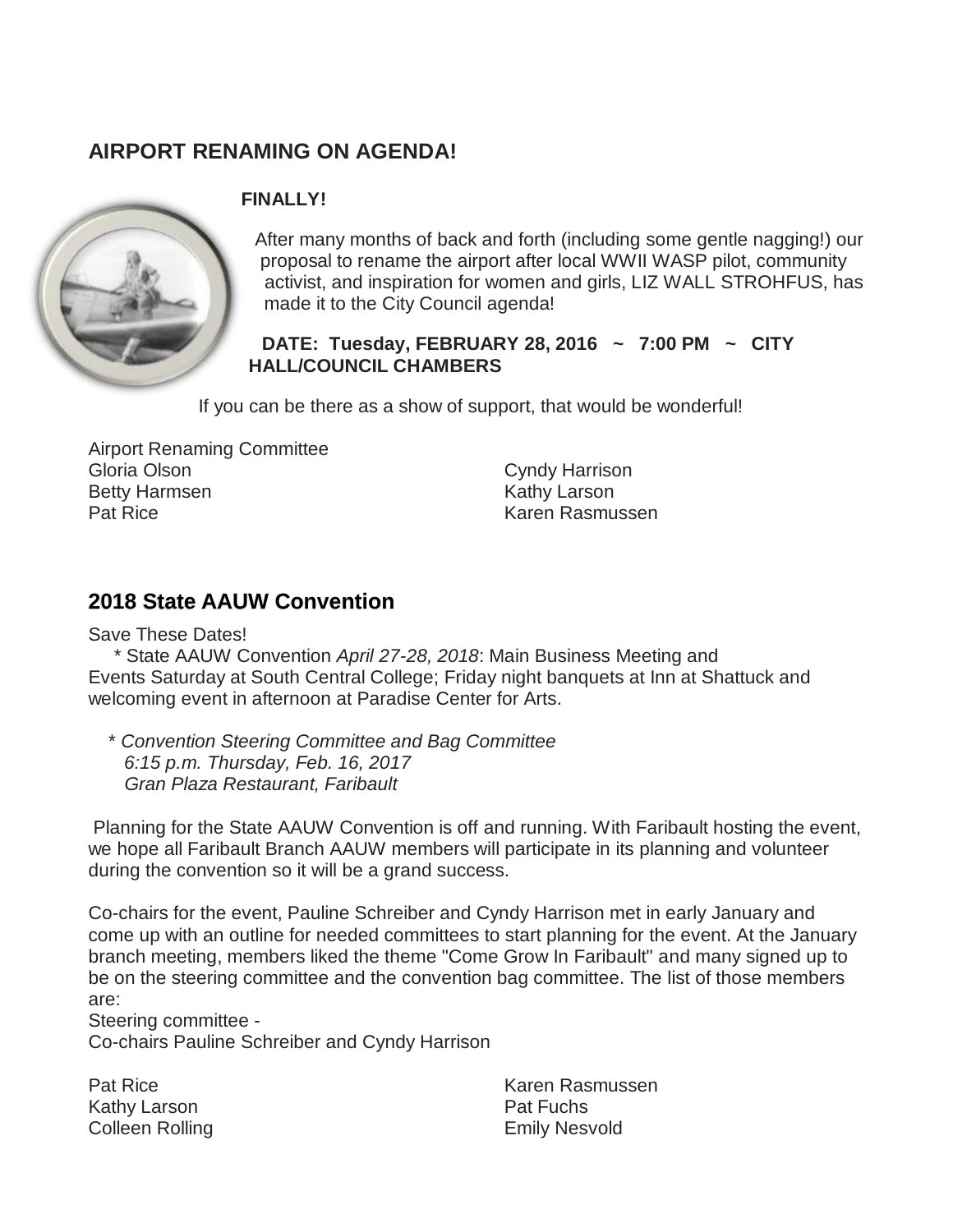## AIRPORT RENAMING ON AGENDA!

**FINALLY!**

After many months of back and forth (including some gentle nagging!) our proposal to rename the airport after local WWII WASP pilot, community activist, and inspiration for women and girls, LIZ WALL STROHFUS, has made it to the City Council agenda!

**DATE: Tuesday, FEBRUARY 28, 2016 ~ 7:00 PM ~ CITY HALL/COUNCIL CHAMBERS**

If you can be there as a show of support, that would be wonderful!

Airport Renaming Committee

Gloria Olson
Betty Harmsen
Pat Rice
Cyndy Harrison
Kathy Larson
Karen Rasmussen

## 2018 State AAUW Convention

Save These Dates!

* State AAUW Convention *April 27-28, 2018*: Main Business Meeting and Events Saturday at South Central College; Friday night banquets at Inn at Shattuck and welcoming event in afternoon at Paradise Center for Arts.

* *Convention Steering Committee and Bag Committee*
  *6:15 p.m. Thursday, Feb. 16, 2017*
  *Gran Plaza Restaurant, Faribault*

Planning for the State AAUW Convention is off and running. With Faribault hosting the event, we hope all Faribault Branch AAUW members will participate in its planning and volunteer during the convention so it will be a grand success.

Co-chairs for the event, Pauline Schreiber and Cyndy Harrison met in early January and come up with an outline for needed committees to start planning for the event. At the January branch meeting, members liked the theme "Come Grow In Faribault" and many signed up to be on the steering committee and the convention bag committee. The list of those members are:

Steering committee -
Co-chairs Pauline Schreiber and Cyndy Harrison

Pat Rice
Kathy Larson
Colleen Rolling
Karen Rasmussen
Pat Fuchs
Emily Nesvold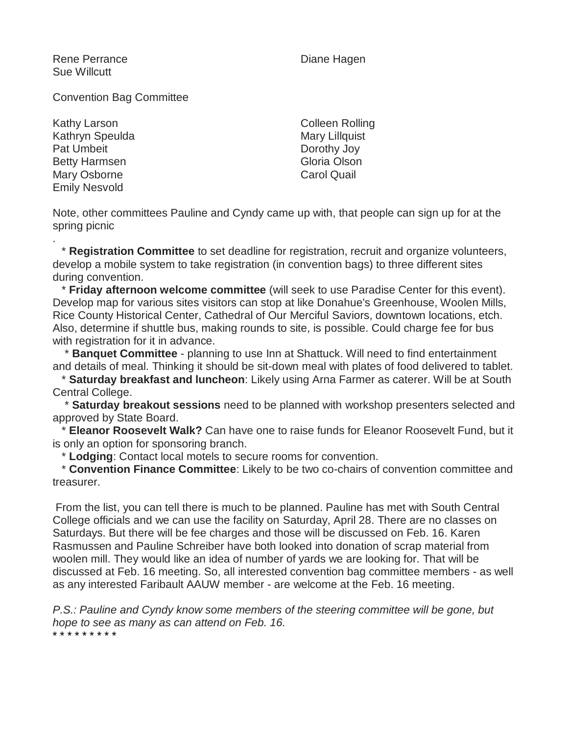Rene Perrance
Sue Willcutt
Diane Hagen

Convention Bag Committee

Kathy Larson
Kathryn Speulda
Pat Umbeit
Betty Harmsen
Mary Osborne
Emily Nesvold
Colleen Rolling
Mary Lillquist
Dorothy Joy
Gloria Olson
Carol Quail

Note, other committees Pauline and Cyndy came up with, that people can sign up for at the spring picnic

.

* **Registration Committee** to set deadline for registration, recruit and organize volunteers, develop a mobile system to take registration (in convention bags) to three different sites during convention.

* **Friday afternoon welcome committee** (will seek to use Paradise Center for this event). Develop map for various sites visitors can stop at like Donahue's Greenhouse, Woolen Mills, Rice County Historical Center, Cathedral of Our Merciful Saviors, downtown locations, etch. Also, determine if shuttle bus, making rounds to site, is possible. Could charge fee for bus with registration for it in advance.

* **Banquet Committee** - planning to use Inn at Shattuck. Will need to find entertainment and details of meal. Thinking it should be sit-down meal with plates of food delivered to tablet.

* **Saturday breakfast and luncheon**: Likely using Arna Farmer as caterer. Will be at South Central College.

* **Saturday breakout sessions** need to be planned with workshop presenters selected and approved by State Board.

* **Eleanor Roosevelt Walk?** Can have one to raise funds for Eleanor Roosevelt Fund, but it is only an option for sponsoring branch.

* **Lodging**: Contact local motels to secure rooms for convention.

* **Convention Finance Committee**: Likely to be two co-chairs of convention committee and treasurer.

From the list, you can tell there is much to be planned. Pauline has met with South Central College officials and we can use the facility on Saturday, April 28. There are no classes on Saturdays. But there will be fee charges and those will be discussed on Feb. 16. Karen Rasmussen and Pauline Schreiber have both looked into donation of scrap material from woolen mill. They would like an idea of number of yards we are looking for. That will be discussed at Feb. 16 meeting. So, all interested convention bag committee members - as well as any interested Faribault AAUW member - are welcome at the Feb. 16 meeting.

*P.S.: Pauline and Cyndy know some members of the steering committee will be gone, but hope to see as many as can attend on Feb. 16.*

* * * * * * * * *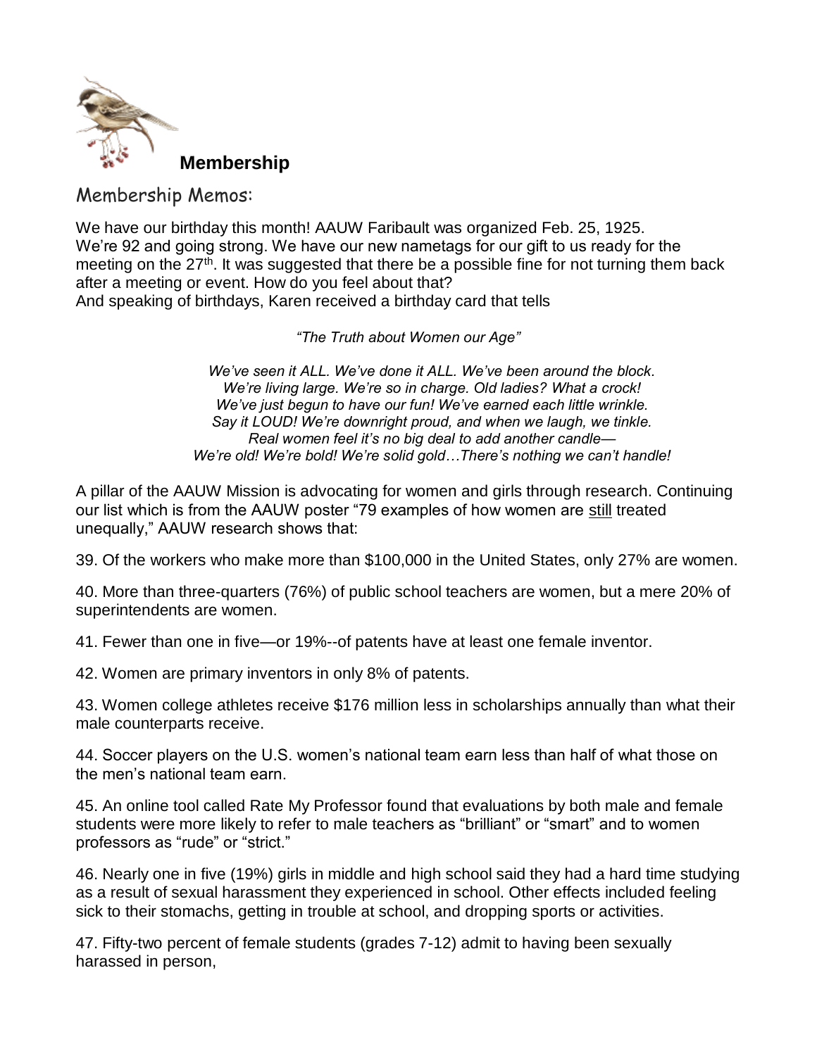## Membership

### Membership Memos:

We have our birthday this month! AAUW Faribault was organized Feb. 25, 1925. We're 92 and going strong. We have our new nametags for our gift to us ready for the meeting on the 27th. It was suggested that there be a possible fine for not turning them back after a meeting or event. How do you feel about that?
And speaking of birthdays, Karen received a birthday card that tells

*"The Truth about Women our Age"*

*We've seen it ALL. We've done it ALL. We've been around the block.*
*We're living large. We're so in charge. Old ladies? What a crock!*
*We've just begun to have our fun! We've earned each little wrinkle.*
*Say it LOUD! We're downright proud, and when we laugh, we tinkle.*
*Real women feel it's no big deal to add another candle—*
*We're old! We're bold! We're solid gold…There's nothing we can't handle!*

A pillar of the AAUW Mission is advocating for women and girls through research. Continuing our list which is from the AAUW poster "79 examples of how women are still treated unequally," AAUW research shows that:

39. Of the workers who make more than $100,000 in the United States, only 27% are women.

40. More than three-quarters (76%) of public school teachers are women, but a mere 20% of superintendents are women.

41. Fewer than one in five—or 19%--of patents have at least one female inventor.

42. Women are primary inventors in only 8% of patents.

43. Women college athletes receive $176 million less in scholarships annually than what their male counterparts receive.

44. Soccer players on the U.S. women's national team earn less than half of what those on the men's national team earn.

45. An online tool called Rate My Professor found that evaluations by both male and female students were more likely to refer to male teachers as "brilliant" or "smart" and to women professors as "rude" or "strict."

46. Nearly one in five (19%) girls in middle and high school said they had a hard time studying as a result of sexual harassment they experienced in school. Other effects included feeling sick to their stomachs, getting in trouble at school, and dropping sports or activities.

47. Fifty-two percent of female students (grades 7-12) admit to having been sexually harassed in person,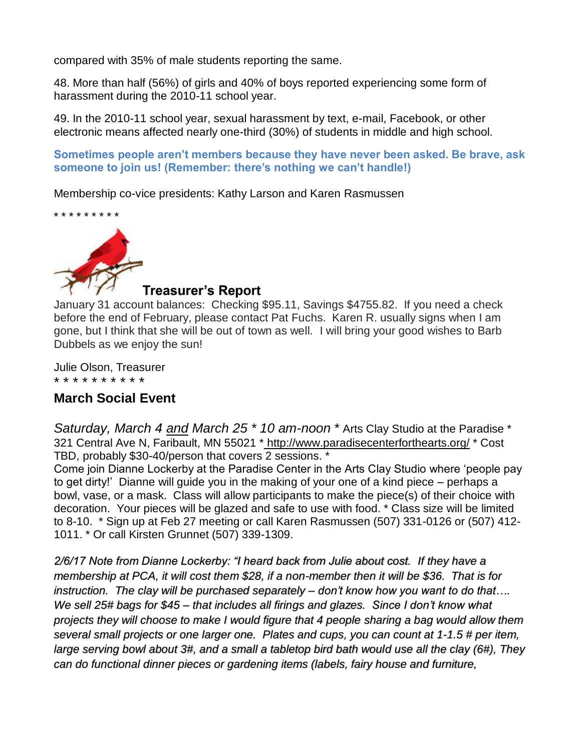compared with 35% of male students reporting the same.

48. More than half (56%) of girls and 40% of boys reported experiencing some form of harassment during the 2010-11 school year.

49. In the 2010-11 school year, sexual harassment by text, e-mail, Facebook, or other electronic means affected nearly one-third (30%) of students in middle and high school.

**Sometimes people aren't members because they have never been asked. Be brave, ask someone to join us! (Remember: there's nothing we can't handle!)**

Membership co-vice presidents: Kathy Larson and Karen Rasmussen

* * * * * * * * *

## Treasurer's Report

January 31 account balances: Checking $95.11, Savings $4755.82. If you need a check before the end of February, please contact Pat Fuchs. Karen R. usually signs when I am gone, but I think that she will be out of town as well. I will bring your good wishes to Barb Dubbels as we enjoy the sun!

Julie Olson, Treasurer
* * * * * * * * * *

## March Social Event

*Saturday, March 4 and March 25 * 10 am-noon* * Arts Clay Studio at the Paradise * 321 Central Ave N, Faribault, MN 55021 * http://www.paradisecenterforthearts.org/ * Cost TBD, probably $30-40/person that covers 2 sessions. *
Come join Dianne Lockerby at the Paradise Center in the Arts Clay Studio where 'people pay to get dirty!' Dianne will guide you in the making of your one of a kind piece – perhaps a bowl, vase, or a mask. Class will allow participants to make the piece(s) of their choice with decoration. Your pieces will be glazed and safe to use with food. * Class size will be limited to 8-10. * Sign up at Feb 27 meeting or call Karen Rasmussen (507) 331-0126 or (507) 412-1011. * Or call Kirsten Grunnet (507) 339-1309.

*2/6/17 Note from Dianne Lockerby: "I heard back from Julie about cost. If they have a membership at PCA, it will cost them $28, if a non-member then it will be $36. That is for instruction. The clay will be purchased separately – don't know how you want to do that…. We sell 25# bags for $45 – that includes all firings and glazes. Since I don't know what projects they will choose to make I would figure that 4 people sharing a bag would allow them several small projects or one larger one. Plates and cups, you can count at 1-1.5 # per item, large serving bowl about 3#, and a small a tabletop bird bath would use all the clay (6#), They can do functional dinner pieces or gardening items (labels, fairy house and furniture,*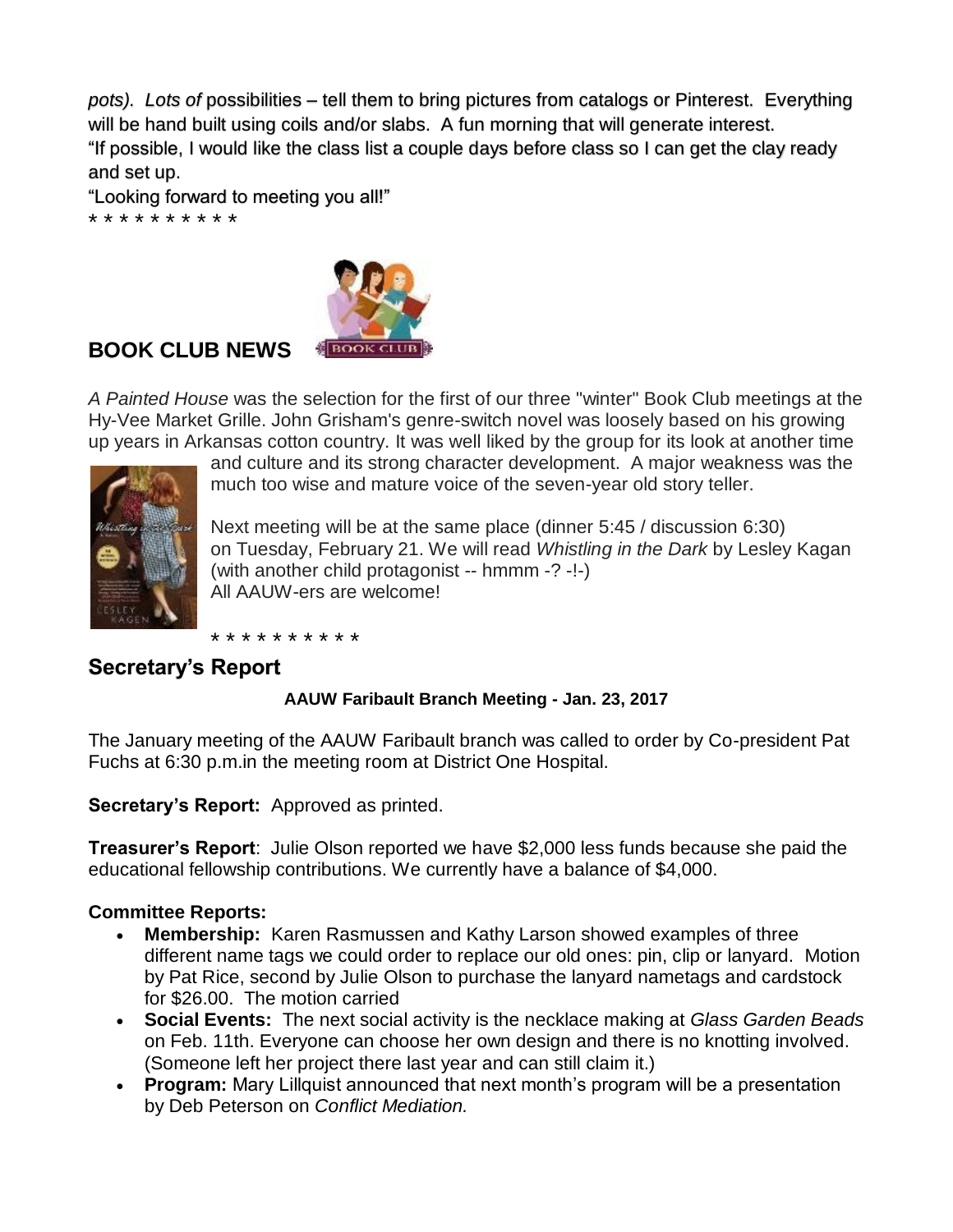*pots). Lots of* possibilities – tell them to bring pictures from catalogs or Pinterest. Everything will be hand built using coils and/or slabs. A fun morning that will generate interest.
"If possible, I would like the class list a couple days before class so I can get the clay ready and set up.
"Looking forward to meeting you all!"
* * * * * * * * * *

## BOOK CLUB NEWS

*A Painted House* was the selection for the first of our three "winter" Book Club meetings at the Hy-Vee Market Grille. John Grisham's genre-switch novel was loosely based on his growing up years in Arkansas cotton country. It was well liked by the group for its look at another time and culture and its strong character development. A major weakness was the much too wise and mature voice of the seven-year old story teller.

Next meeting will be at the same place (dinner 5:45 / discussion 6:30) on Tuesday, February 21. We will read *Whistling in the Dark* by Lesley Kagan (with another child protagonist -- hmmm -? -!-)
All AAUW-ers are welcome!

* * * * * * * * * *

## Secretary's Report

**AAUW Faribault Branch Meeting - Jan. 23, 2017**

The January meeting of the AAUW Faribault branch was called to order by Co-president Pat Fuchs at 6:30 p.m.in the meeting room at District One Hospital.

**Secretary's Report:** Approved as printed.

**Treasurer's Report**: Julie Olson reported we have $2,000 less funds because she paid the educational fellowship contributions. We currently have a balance of $4,000.

**Committee Reports:**

- **Membership:** Karen Rasmussen and Kathy Larson showed examples of three different name tags we could order to replace our old ones: pin, clip or lanyard. Motion by Pat Rice, second by Julie Olson to purchase the lanyard nametags and cardstock for $26.00. The motion carried
- **Social Events:** The next social activity is the necklace making at *Glass Garden Beads* on Feb. 11th. Everyone can choose her own design and there is no knotting involved. (Someone left her project there last year and can still claim it.)
- **Program:** Mary Lillquist announced that next month's program will be a presentation by Deb Peterson on *Conflict Mediation.*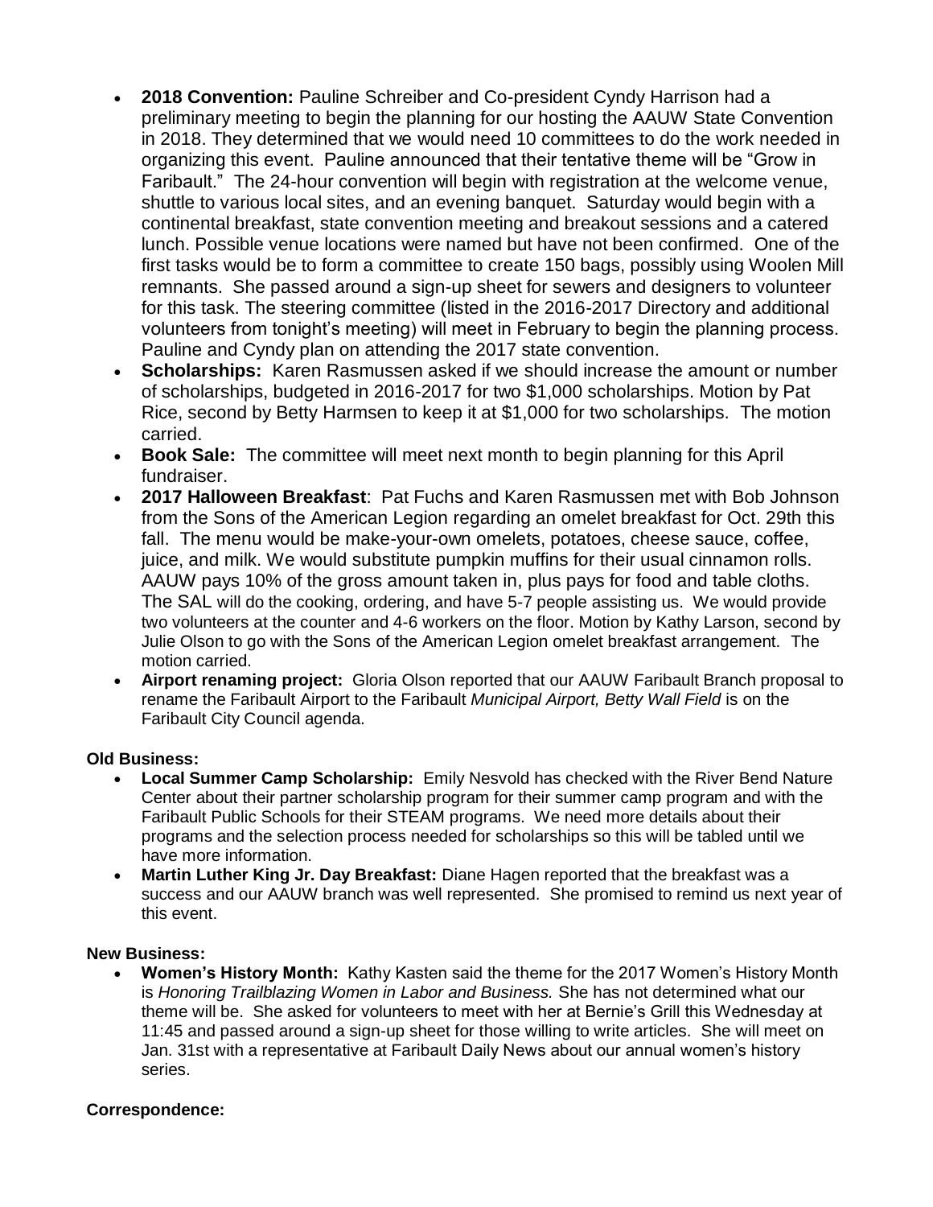- **2018 Convention:** Pauline Schreiber and Co-president Cyndy Harrison had a preliminary meeting to begin the planning for our hosting the AAUW State Convention in 2018. They determined that we would need 10 committees to do the work needed in organizing this event. Pauline announced that their tentative theme will be "Grow in Faribault." The 24-hour convention will begin with registration at the welcome venue, shuttle to various local sites, and an evening banquet. Saturday would begin with a continental breakfast, state convention meeting and breakout sessions and a catered lunch. Possible venue locations were named but have not been confirmed. One of the first tasks would be to form a committee to create 150 bags, possibly using Woolen Mill remnants. She passed around a sign-up sheet for sewers and designers to volunteer for this task. The steering committee (listed in the 2016-2017 Directory and additional volunteers from tonight's meeting) will meet in February to begin the planning process. Pauline and Cyndy plan on attending the 2017 state convention.
- **Scholarships:** Karen Rasmussen asked if we should increase the amount or number of scholarships, budgeted in 2016-2017 for two $1,000 scholarships. Motion by Pat Rice, second by Betty Harmsen to keep it at $1,000 for two scholarships. The motion carried.
- **Book Sale:** The committee will meet next month to begin planning for this April fundraiser.
- **2017 Halloween Breakfast**: Pat Fuchs and Karen Rasmussen met with Bob Johnson from the Sons of the American Legion regarding an omelet breakfast for Oct. 29th this fall. The menu would be make-your-own omelets, potatoes, cheese sauce, coffee, juice, and milk. We would substitute pumpkin muffins for their usual cinnamon rolls. AAUW pays 10% of the gross amount taken in, plus pays for food and table cloths. The SAL will do the cooking, ordering, and have 5-7 people assisting us. We would provide two volunteers at the counter and 4-6 workers on the floor. Motion by Kathy Larson, second by Julie Olson to go with the Sons of the American Legion omelet breakfast arrangement. The motion carried.
- **Airport renaming project:** Gloria Olson reported that our AAUW Faribault Branch proposal to rename the Faribault Airport to the Faribault *Municipal Airport, Betty Wall Field* is on the Faribault City Council agenda.

**Old Business:**

- **Local Summer Camp Scholarship:** Emily Nesvold has checked with the River Bend Nature Center about their partner scholarship program for their summer camp program and with the Faribault Public Schools for their STEAM programs. We need more details about their programs and the selection process needed for scholarships so this will be tabled until we have more information.
- **Martin Luther King Jr. Day Breakfast:** Diane Hagen reported that the breakfast was a success and our AAUW branch was well represented. She promised to remind us next year of this event.

**New Business:**

- **Women's History Month:** Kathy Kasten said the theme for the 2017 Women's History Month is *Honoring Trailblazing Women in Labor and Business.* She has not determined what our theme will be. She asked for volunteers to meet with her at Bernie's Grill this Wednesday at 11:45 and passed around a sign-up sheet for those willing to write articles. She will meet on Jan. 31st with a representative at Faribault Daily News about our annual women's history series.

**Correspondence:**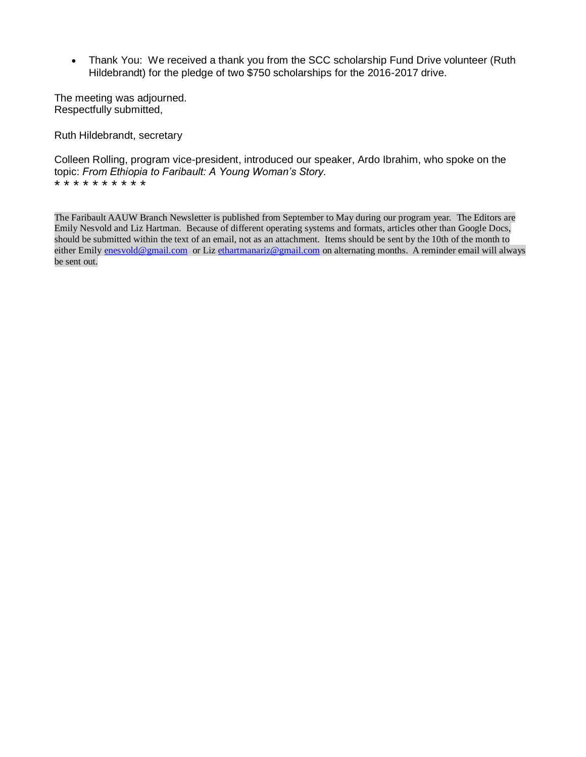- Thank You: We received a thank you from the SCC scholarship Fund Drive volunteer (Ruth Hildebrandt) for the pledge of two $750 scholarships for the 2016-2017 drive.

The meeting was adjourned.
Respectfully submitted,

Ruth Hildebrandt, secretary

Colleen Rolling, program vice-president, introduced our speaker, Ardo Ibrahim, who spoke on the topic: *From Ethiopia to Faribault: A Young Woman's Story.*

* * * * * * * * * *

The Faribault AAUW Branch Newsletter is published from September to May during our program year. The Editors are Emily Nesvold and Liz Hartman. Because of different operating systems and formats, articles other than Google Docs, should be submitted within the text of an email, not as an attachment. Items should be sent by the 10th of the month to either Emily enesvold@gmail.com or Liz ethartmanariz@gmail.com on alternating months. A reminder email will always be sent out.